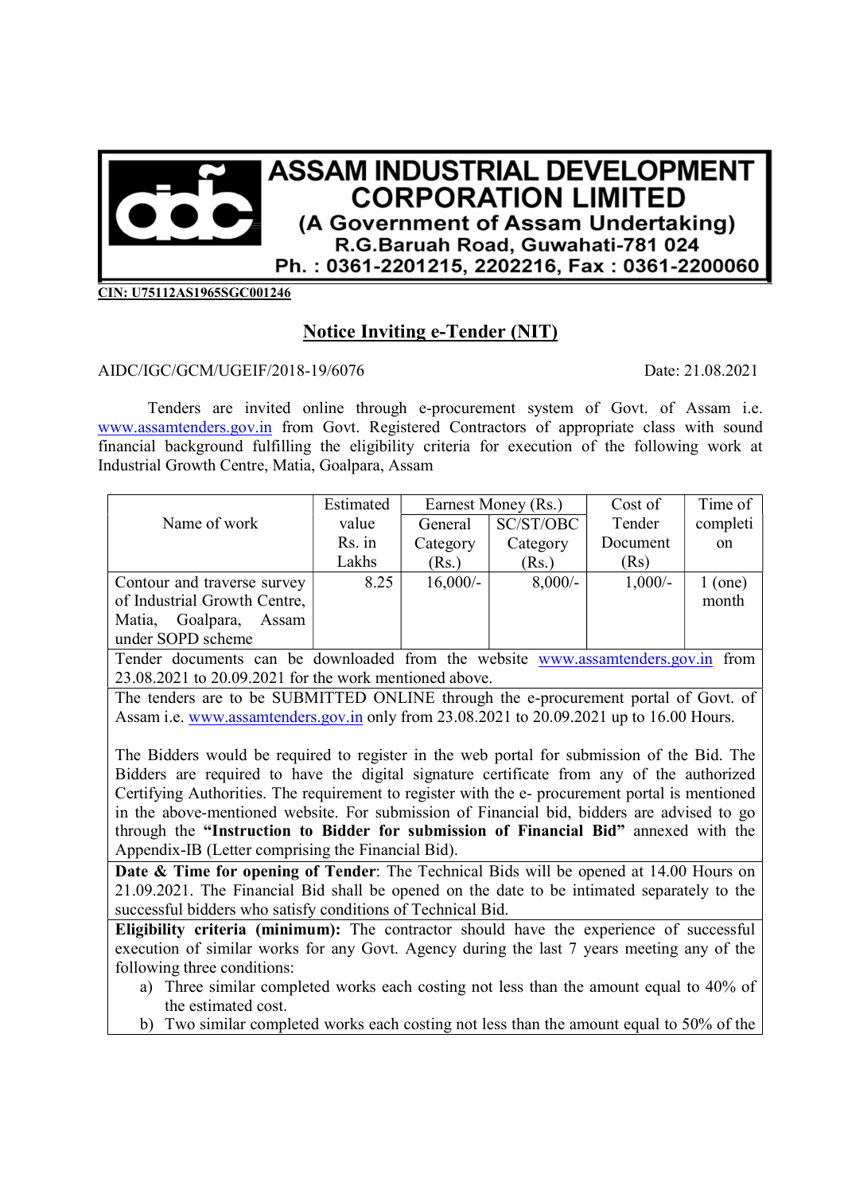# ASSAM INDUSTRIAL DEVELOPMENT CORPORATION LIMITED

**(A Government of Assam Undertaking)**

**R.G.Baruah Road, Guwahati-781 024**

**Ph. : 0361-2201215, 2202216, Fax : 0361-2200060**

**CIN: U75112AS1965SGC001246**

## Notice Inviting e-Tender (NIT)

AIDC/IGC/GCM/UGEIF/2018-19/6076 Date: 21.08.2021

Tenders are invited online through e-procurement system of Govt. of Assam i.e. www.assamtenders.gov.in from Govt. Registered Contractors of appropriate class with sound financial background fulfilling the eligibility criteria for execution of the following work at Industrial Growth Centre, Matia, Goalpara, Assam

| Name of work | Estimated value Rs. in Lakhs | Earnest Money (Rs.) | | Cost of Tender Document (Rs) | Time of completion |
|---|---|---|---|---|---|
| | | General Category (Rs.) | SC/ST/OBC Category (Rs.) | | |
| Contour and traverse survey of Industrial Growth Centre, Matia, Goalpara, Assam under SOPD scheme | 8.25 | 16,000/- | 8,000/- | 1,000/- | 1 (one) month |

Tender documents can be downloaded from the website www.assamtenders.gov.in from 23.08.2021 to 20.09.2021 for the work mentioned above.

The tenders are to be SUBMITTED ONLINE through the e-procurement portal of Govt. of Assam i.e. www.assamtenders.gov.in only from 23.08.2021 to 20.09.2021 up to 16.00 Hours.

The Bidders would be required to register in the web portal for submission of the Bid. The Bidders are required to have the digital signature certificate from any of the authorized Certifying Authorities. The requirement to register with the e- procurement portal is mentioned in the above-mentioned website. For submission of Financial bid, bidders are advised to go through the **"Instruction to Bidder for submission of Financial Bid"** annexed with the Appendix-IB (Letter comprising the Financial Bid).

**Date & Time for opening of Tender**: The Technical Bids will be opened at 14.00 Hours on 21.09.2021. The Financial Bid shall be opened on the date to be intimated separately to the successful bidders who satisfy conditions of Technical Bid.

**Eligibility criteria (minimum):** The contractor should have the experience of successful execution of similar works for any Govt. Agency during the last 7 years meeting any of the following three conditions:

a) Three similar completed works each costing not less than the amount equal to 40% of the estimated cost.
b) Two similar completed works each costing not less than the amount equal to 50% of the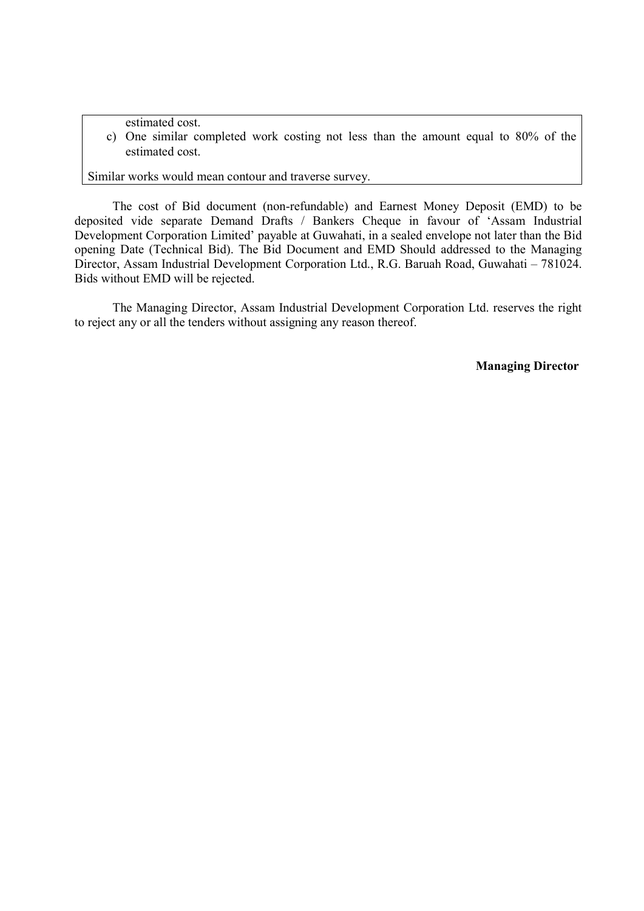estimated cost.

c) One similar completed work costing not less than the amount equal to 80% of the estimated cost.

Similar works would mean contour and traverse survey.

The cost of Bid document (non-refundable) and Earnest Money Deposit (EMD) to be deposited vide separate Demand Drafts / Bankers Cheque in favour of 'Assam Industrial Development Corporation Limited' payable at Guwahati, in a sealed envelope not later than the Bid opening Date (Technical Bid). The Bid Document and EMD Should addressed to the Managing Director, Assam Industrial Development Corporation Ltd., R.G. Baruah Road, Guwahati – 781024. Bids without EMD will be rejected.

The Managing Director, Assam Industrial Development Corporation Ltd. reserves the right to reject any or all the tenders without assigning any reason thereof.

**Managing Director**